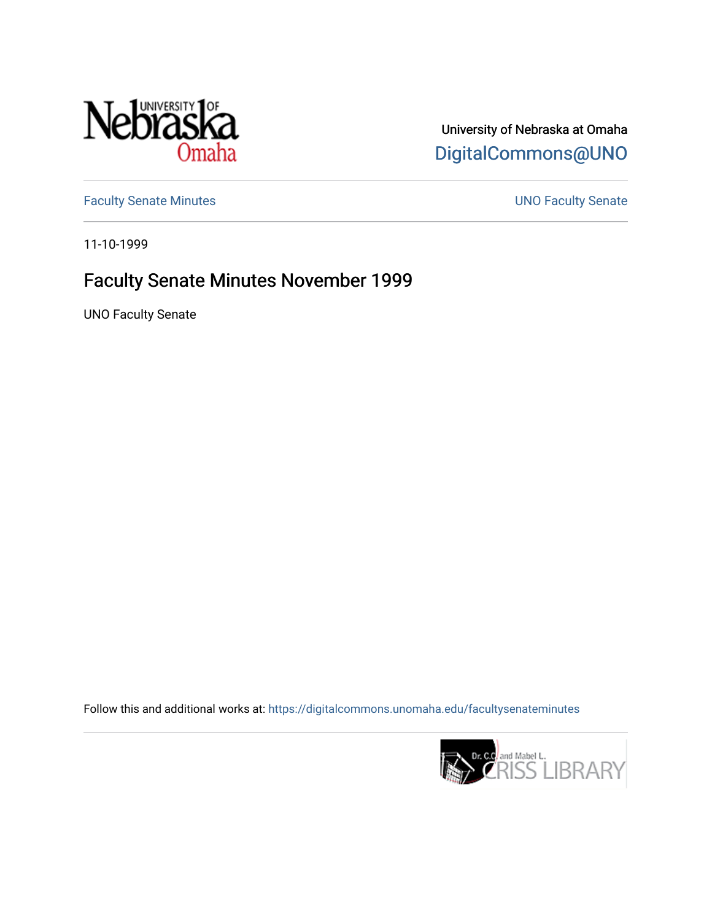University of Nebraska at Omaha

DigitalCommons@UNO

Faculty Senate Minutes

UNO Faculty Senate

11-10-1999

# Faculty Senate Minutes November 1999

UNO Faculty Senate

Follow this and additional works at: https://digitalcommons.unomaha.edu/facultysenateminutes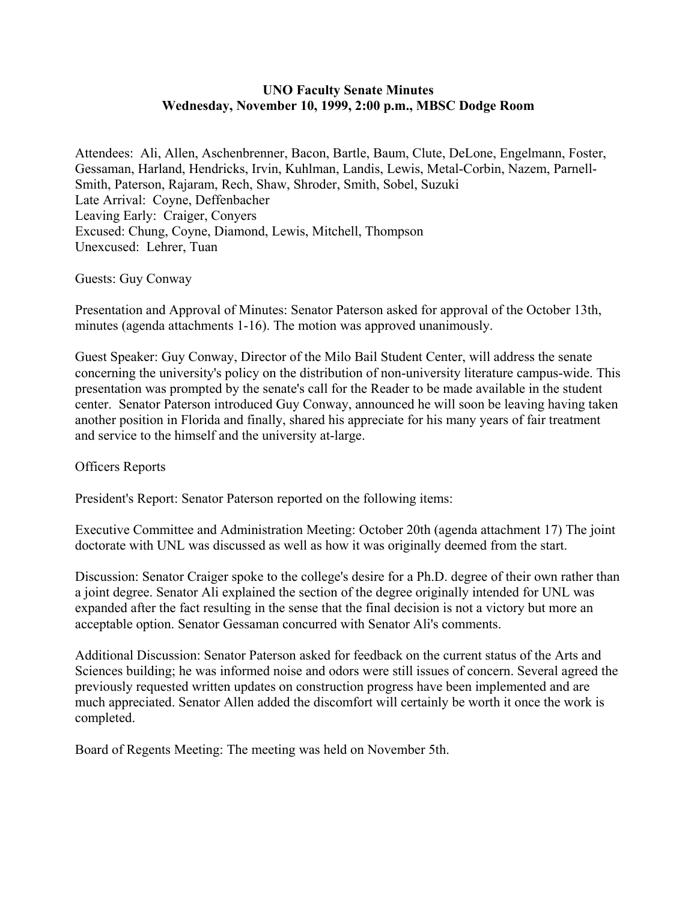**UNO Faculty Senate Minutes**
**Wednesday, November 10, 1999, 2:00 p.m., MBSC Dodge Room**

Attendees: Ali, Allen, Aschenbrenner, Bacon, Bartle, Baum, Clute, DeLone, Engelmann, Foster, Gessaman, Harland, Hendricks, Irvin, Kuhlman, Landis, Lewis, Metal-Corbin, Nazem, Parnell-Smith, Paterson, Rajaram, Rech, Shaw, Shroder, Smith, Sobel, Suzuki
Late Arrival: Coyne, Deffenbacher
Leaving Early: Craiger, Conyers
Excused: Chung, Coyne, Diamond, Lewis, Mitchell, Thompson
Unexcused: Lehrer, Tuan

Guests: Guy Conway

Presentation and Approval of Minutes: Senator Paterson asked for approval of the October 13th, minutes (agenda attachments 1-16). The motion was approved unanimously.

Guest Speaker: Guy Conway, Director of the Milo Bail Student Center, will address the senate concerning the university's policy on the distribution of non-university literature campus-wide. This presentation was prompted by the senate's call for the Reader to be made available in the student center. Senator Paterson introduced Guy Conway, announced he will soon be leaving having taken another position in Florida and finally, shared his appreciate for his many years of fair treatment and service to the himself and the university at-large.

Officers Reports

President's Report: Senator Paterson reported on the following items:

Executive Committee and Administration Meeting: October 20th (agenda attachment 17) The joint doctorate with UNL was discussed as well as how it was originally deemed from the start.

Discussion: Senator Craiger spoke to the college's desire for a Ph.D. degree of their own rather than a joint degree. Senator Ali explained the section of the degree originally intended for UNL was expanded after the fact resulting in the sense that the final decision is not a victory but more an acceptable option. Senator Gessaman concurred with Senator Ali's comments.

Additional Discussion: Senator Paterson asked for feedback on the current status of the Arts and Sciences building; he was informed noise and odors were still issues of concern. Several agreed the previously requested written updates on construction progress have been implemented and are much appreciated. Senator Allen added the discomfort will certainly be worth it once the work is completed.

Board of Regents Meeting: The meeting was held on November 5th.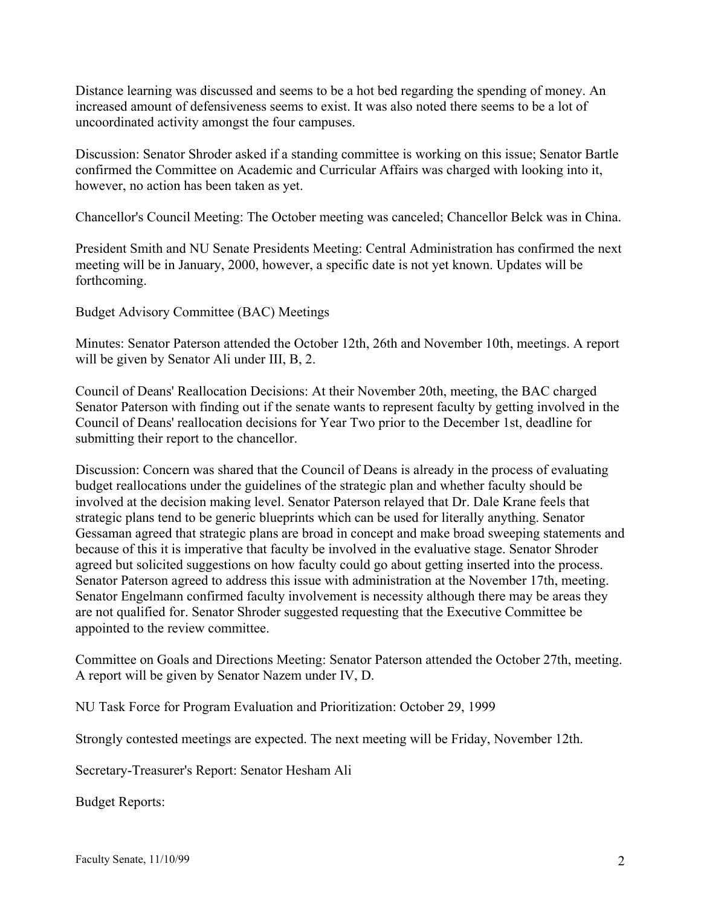Distance learning was discussed and seems to be a hot bed regarding the spending of money. An increased amount of defensiveness seems to exist. It was also noted there seems to be a lot of uncoordinated activity amongst the four campuses.

Discussion: Senator Shroder asked if a standing committee is working on this issue; Senator Bartle confirmed the Committee on Academic and Curricular Affairs was charged with looking into it, however, no action has been taken as yet.

Chancellor's Council Meeting: The October meeting was canceled; Chancellor Belck was in China.

President Smith and NU Senate Presidents Meeting: Central Administration has confirmed the next meeting will be in January, 2000, however, a specific date is not yet known. Updates will be forthcoming.

Budget Advisory Committee (BAC) Meetings

Minutes: Senator Paterson attended the October 12th, 26th and November 10th, meetings. A report will be given by Senator Ali under III, B, 2.

Council of Deans' Reallocation Decisions: At their November 20th, meeting, the BAC charged Senator Paterson with finding out if the senate wants to represent faculty by getting involved in the Council of Deans' reallocation decisions for Year Two prior to the December 1st, deadline for submitting their report to the chancellor.

Discussion: Concern was shared that the Council of Deans is already in the process of evaluating budget reallocations under the guidelines of the strategic plan and whether faculty should be involved at the decision making level. Senator Paterson relayed that Dr. Dale Krane feels that strategic plans tend to be generic blueprints which can be used for literally anything. Senator Gessaman agreed that strategic plans are broad in concept and make broad sweeping statements and because of this it is imperative that faculty be involved in the evaluative stage. Senator Shroder agreed but solicited suggestions on how faculty could go about getting inserted into the process. Senator Paterson agreed to address this issue with administration at the November 17th, meeting. Senator Engelmann confirmed faculty involvement is necessity although there may be areas they are not qualified for. Senator Shroder suggested requesting that the Executive Committee be appointed to the review committee.

Committee on Goals and Directions Meeting: Senator Paterson attended the October 27th, meeting. A report will be given by Senator Nazem under IV, D.

NU Task Force for Program Evaluation and Prioritization: October 29, 1999

Strongly contested meetings are expected. The next meeting will be Friday, November 12th.

Secretary-Treasurer's Report: Senator Hesham Ali

Budget Reports: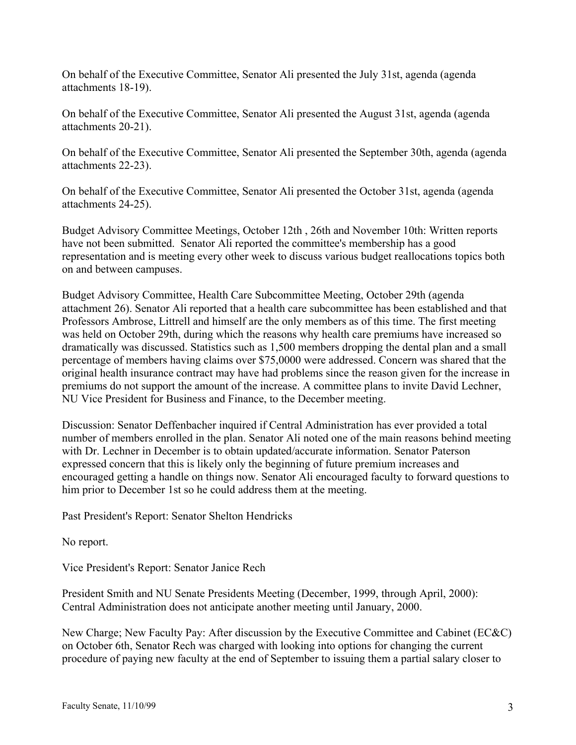On behalf of the Executive Committee, Senator Ali presented the July 31st, agenda (agenda attachments 18-19).

On behalf of the Executive Committee, Senator Ali presented the August 31st, agenda (agenda attachments 20-21).

On behalf of the Executive Committee, Senator Ali presented the September 30th, agenda (agenda attachments 22-23).

On behalf of the Executive Committee, Senator Ali presented the October 31st, agenda (agenda attachments 24-25).

Budget Advisory Committee Meetings, October 12th , 26th and November 10th: Written reports have not been submitted. Senator Ali reported the committee's membership has a good representation and is meeting every other week to discuss various budget reallocations topics both on and between campuses.

Budget Advisory Committee, Health Care Subcommittee Meeting, October 29th (agenda attachment 26). Senator Ali reported that a health care subcommittee has been established and that Professors Ambrose, Littrell and himself are the only members as of this time. The first meeting was held on October 29th, during which the reasons why health care premiums have increased so dramatically was discussed. Statistics such as 1,500 members dropping the dental plan and a small percentage of members having claims over $75,0000 were addressed. Concern was shared that the original health insurance contract may have had problems since the reason given for the increase in premiums do not support the amount of the increase. A committee plans to invite David Lechner, NU Vice President for Business and Finance, to the December meeting.

Discussion: Senator Deffenbacher inquired if Central Administration has ever provided a total number of members enrolled in the plan. Senator Ali noted one of the main reasons behind meeting with Dr. Lechner in December is to obtain updated/accurate information. Senator Paterson expressed concern that this is likely only the beginning of future premium increases and encouraged getting a handle on things now. Senator Ali encouraged faculty to forward questions to him prior to December 1st so he could address them at the meeting.

Past President's Report: Senator Shelton Hendricks

No report.

Vice President's Report: Senator Janice Rech

President Smith and NU Senate Presidents Meeting (December, 1999, through April, 2000): Central Administration does not anticipate another meeting until January, 2000.

New Charge; New Faculty Pay: After discussion by the Executive Committee and Cabinet (EC&C) on October 6th, Senator Rech was charged with looking into options for changing the current procedure of paying new faculty at the end of September to issuing them a partial salary closer to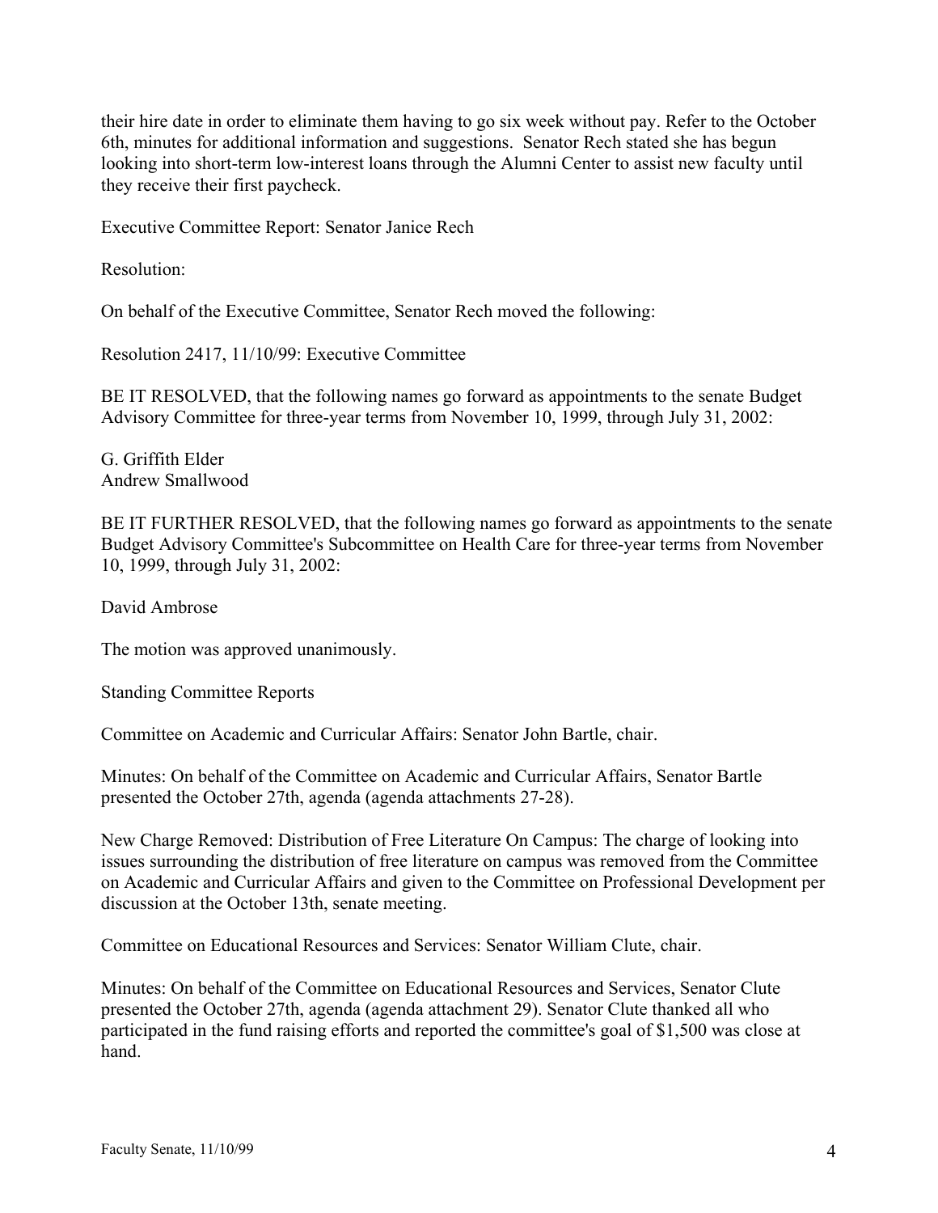their hire date in order to eliminate them having to go six week without pay. Refer to the October 6th, minutes for additional information and suggestions. Senator Rech stated she has begun looking into short-term low-interest loans through the Alumni Center to assist new faculty until they receive their first paycheck.

Executive Committee Report: Senator Janice Rech

Resolution:

On behalf of the Executive Committee, Senator Rech moved the following:

Resolution 2417, 11/10/99: Executive Committee

BE IT RESOLVED, that the following names go forward as appointments to the senate Budget Advisory Committee for three-year terms from November 10, 1999, through July 31, 2002:

G. Griffith Elder  
Andrew Smallwood

BE IT FURTHER RESOLVED, that the following names go forward as appointments to the senate Budget Advisory Committee's Subcommittee on Health Care for three-year terms from November 10, 1999, through July 31, 2002:

David Ambrose

The motion was approved unanimously.

Standing Committee Reports

Committee on Academic and Curricular Affairs: Senator John Bartle, chair.

Minutes: On behalf of the Committee on Academic and Curricular Affairs, Senator Bartle presented the October 27th, agenda (agenda attachments 27-28).

New Charge Removed: Distribution of Free Literature On Campus: The charge of looking into issues surrounding the distribution of free literature on campus was removed from the Committee on Academic and Curricular Affairs and given to the Committee on Professional Development per discussion at the October 13th, senate meeting.

Committee on Educational Resources and Services: Senator William Clute, chair.

Minutes: On behalf of the Committee on Educational Resources and Services, Senator Clute presented the October 27th, agenda (agenda attachment 29). Senator Clute thanked all who participated in the fund raising efforts and reported the committee's goal of $1,500 was close at hand.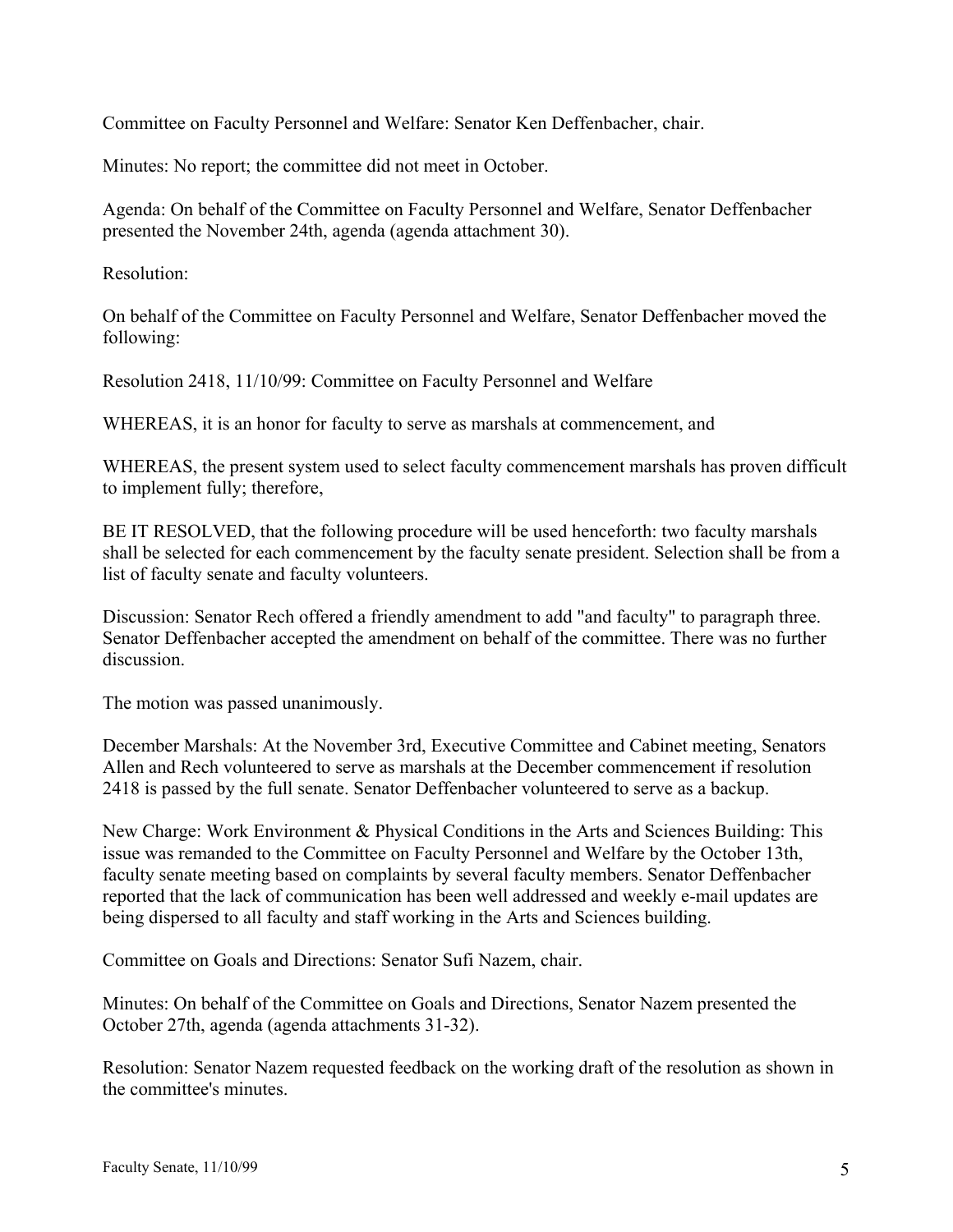Committee on Faculty Personnel and Welfare: Senator Ken Deffenbacher, chair.

Minutes: No report; the committee did not meet in October.

Agenda: On behalf of the Committee on Faculty Personnel and Welfare, Senator Deffenbacher presented the November 24th, agenda (agenda attachment 30).

Resolution:

On behalf of the Committee on Faculty Personnel and Welfare, Senator Deffenbacher moved the following:

Resolution 2418, 11/10/99: Committee on Faculty Personnel and Welfare

WHEREAS, it is an honor for faculty to serve as marshals at commencement, and

WHEREAS, the present system used to select faculty commencement marshals has proven difficult to implement fully; therefore,

BE IT RESOLVED, that the following procedure will be used henceforth: two faculty marshals shall be selected for each commencement by the faculty senate president. Selection shall be from a list of faculty senate and faculty volunteers.

Discussion: Senator Rech offered a friendly amendment to add "and faculty" to paragraph three. Senator Deffenbacher accepted the amendment on behalf of the committee. There was no further discussion.

The motion was passed unanimously.

December Marshals: At the November 3rd, Executive Committee and Cabinet meeting, Senators Allen and Rech volunteered to serve as marshals at the December commencement if resolution 2418 is passed by the full senate. Senator Deffenbacher volunteered to serve as a backup.

New Charge: Work Environment & Physical Conditions in the Arts and Sciences Building: This issue was remanded to the Committee on Faculty Personnel and Welfare by the October 13th, faculty senate meeting based on complaints by several faculty members. Senator Deffenbacher reported that the lack of communication has been well addressed and weekly e-mail updates are being dispersed to all faculty and staff working in the Arts and Sciences building.

Committee on Goals and Directions: Senator Sufi Nazem, chair.

Minutes: On behalf of the Committee on Goals and Directions, Senator Nazem presented the October 27th, agenda (agenda attachments 31-32).

Resolution: Senator Nazem requested feedback on the working draft of the resolution as shown in the committee's minutes.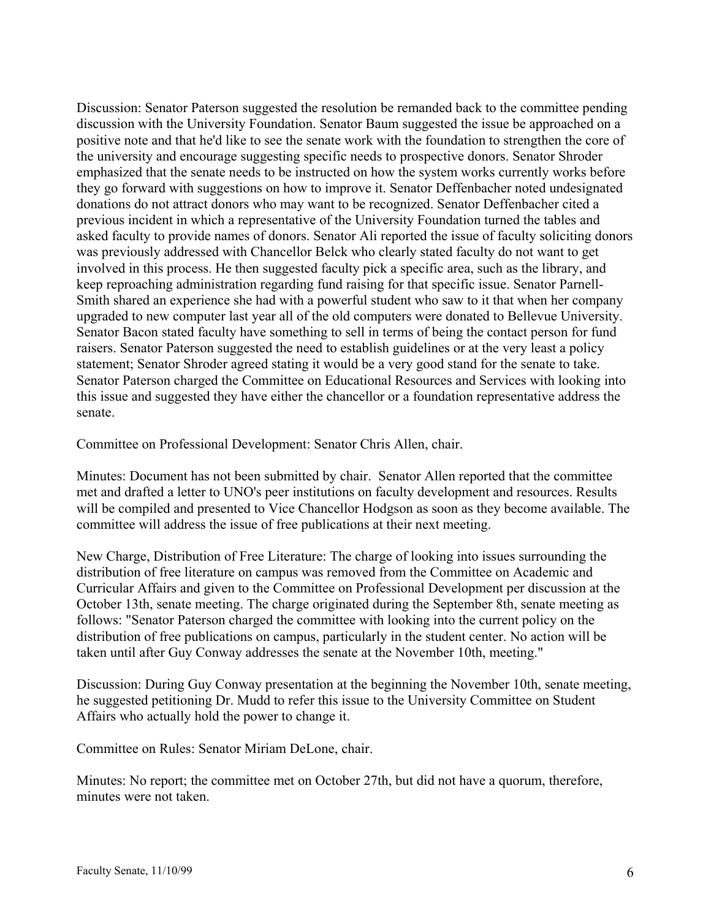Discussion: Senator Paterson suggested the resolution be remanded back to the committee pending discussion with the University Foundation. Senator Baum suggested the issue be approached on a positive note and that he'd like to see the senate work with the foundation to strengthen the core of the university and encourage suggesting specific needs to prospective donors. Senator Shroder emphasized that the senate needs to be instructed on how the system works currently works before they go forward with suggestions on how to improve it. Senator Deffenbacher noted undesignated donations do not attract donors who may want to be recognized. Senator Deffenbacher cited a previous incident in which a representative of the University Foundation turned the tables and asked faculty to provide names of donors. Senator Ali reported the issue of faculty soliciting donors was previously addressed with Chancellor Belck who clearly stated faculty do not want to get involved in this process. He then suggested faculty pick a specific area, such as the library, and keep reproaching administration regarding fund raising for that specific issue. Senator Parnell-Smith shared an experience she had with a powerful student who saw to it that when her company upgraded to new computer last year all of the old computers were donated to Bellevue University. Senator Bacon stated faculty have something to sell in terms of being the contact person for fund raisers. Senator Paterson suggested the need to establish guidelines or at the very least a policy statement; Senator Shroder agreed stating it would be a very good stand for the senate to take. Senator Paterson charged the Committee on Educational Resources and Services with looking into this issue and suggested they have either the chancellor or a foundation representative address the senate.

Committee on Professional Development: Senator Chris Allen, chair.

Minutes: Document has not been submitted by chair. Senator Allen reported that the committee met and drafted a letter to UNO's peer institutions on faculty development and resources. Results will be compiled and presented to Vice Chancellor Hodgson as soon as they become available. The committee will address the issue of free publications at their next meeting.

New Charge, Distribution of Free Literature: The charge of looking into issues surrounding the distribution of free literature on campus was removed from the Committee on Academic and Curricular Affairs and given to the Committee on Professional Development per discussion at the October 13th, senate meeting. The charge originated during the September 8th, senate meeting as follows: "Senator Paterson charged the committee with looking into the current policy on the distribution of free publications on campus, particularly in the student center. No action will be taken until after Guy Conway addresses the senate at the November 10th, meeting."

Discussion: During Guy Conway presentation at the beginning the November 10th, senate meeting, he suggested petitioning Dr. Mudd to refer this issue to the University Committee on Student Affairs who actually hold the power to change it.

Committee on Rules: Senator Miriam DeLone, chair.

Minutes: No report; the committee met on October 27th, but did not have a quorum, therefore, minutes were not taken.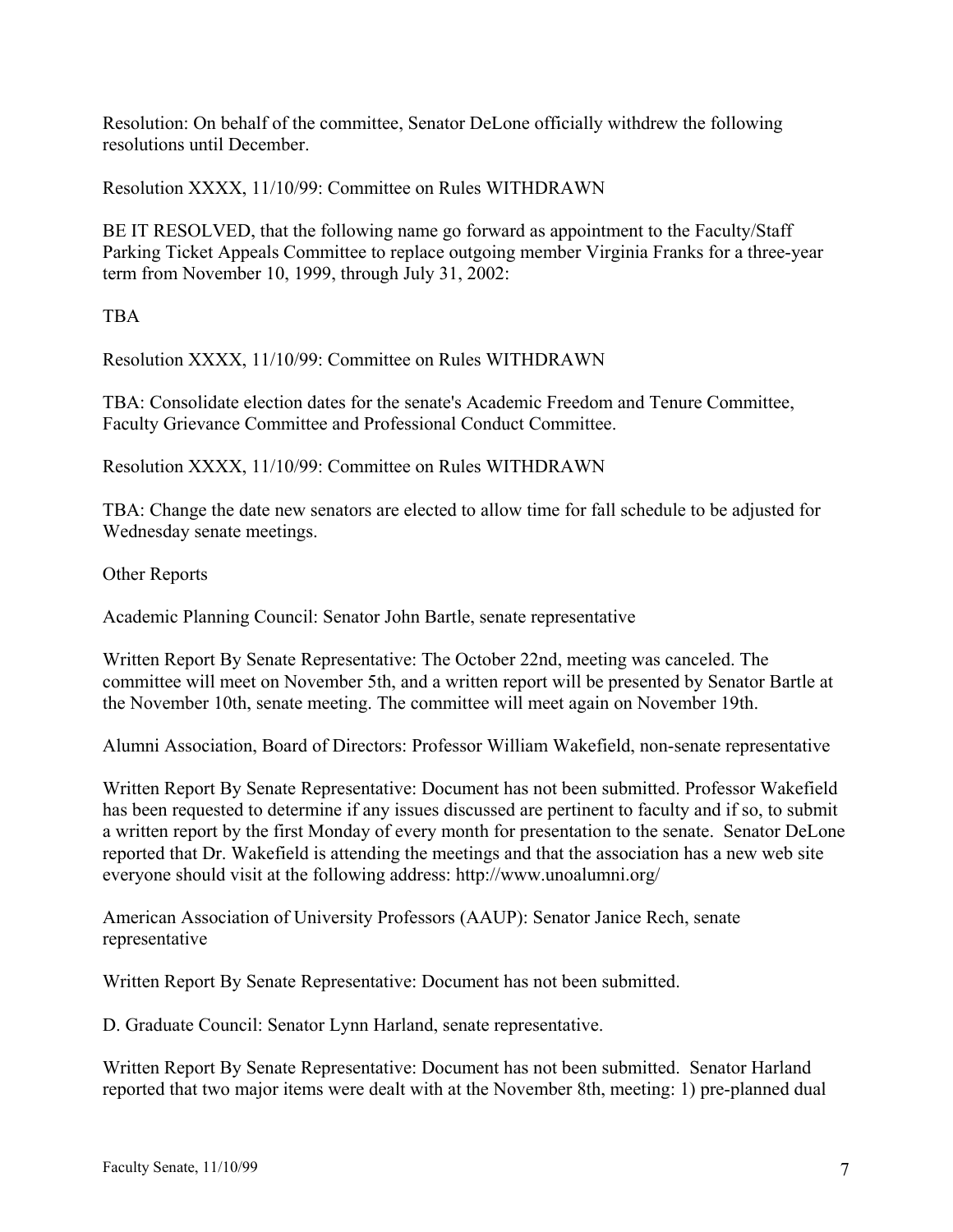Resolution: On behalf of the committee, Senator DeLone officially withdrew the following resolutions until December.

Resolution XXXX, 11/10/99: Committee on Rules WITHDRAWN

BE IT RESOLVED, that the following name go forward as appointment to the Faculty/Staff Parking Ticket Appeals Committee to replace outgoing member Virginia Franks for a three-year term from November 10, 1999, through July 31, 2002:

TBA

Resolution XXXX, 11/10/99: Committee on Rules WITHDRAWN

TBA: Consolidate election dates for the senate's Academic Freedom and Tenure Committee, Faculty Grievance Committee and Professional Conduct Committee.

Resolution XXXX, 11/10/99: Committee on Rules WITHDRAWN

TBA: Change the date new senators are elected to allow time for fall schedule to be adjusted for Wednesday senate meetings.

Other Reports

Academic Planning Council: Senator John Bartle, senate representative

Written Report By Senate Representative: The October 22nd, meeting was canceled. The committee will meet on November 5th, and a written report will be presented by Senator Bartle at the November 10th, senate meeting. The committee will meet again on November 19th.

Alumni Association, Board of Directors: Professor William Wakefield, non-senate representative

Written Report By Senate Representative: Document has not been submitted. Professor Wakefield has been requested to determine if any issues discussed are pertinent to faculty and if so, to submit a written report by the first Monday of every month for presentation to the senate. Senator DeLone reported that Dr. Wakefield is attending the meetings and that the association has a new web site everyone should visit at the following address: http://www.unoalumni.org/

American Association of University Professors (AAUP): Senator Janice Rech, senate representative

Written Report By Senate Representative: Document has not been submitted.

D. Graduate Council: Senator Lynn Harland, senate representative.

Written Report By Senate Representative: Document has not been submitted. Senator Harland reported that two major items were dealt with at the November 8th, meeting: 1) pre-planned dual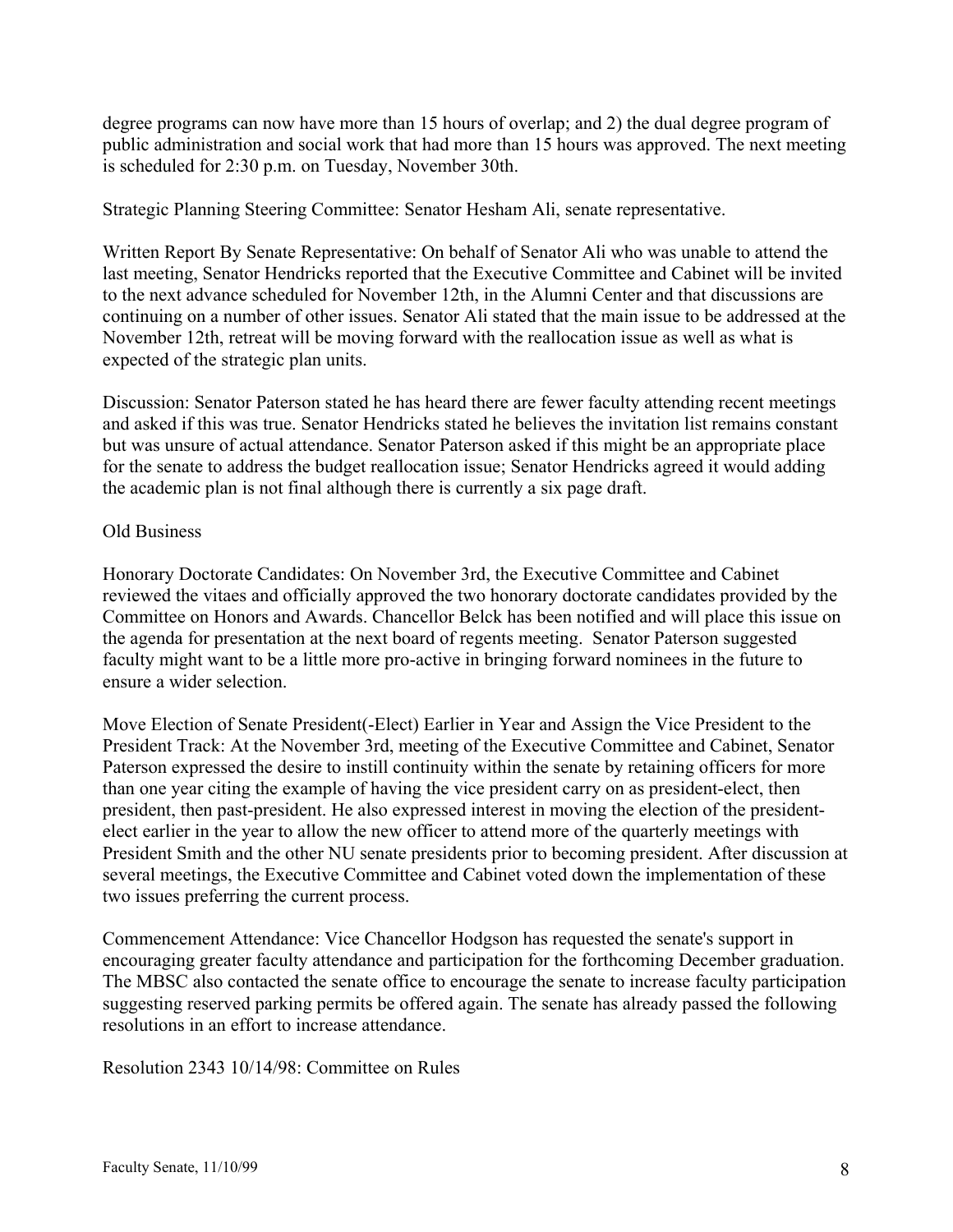degree programs can now have more than 15 hours of overlap; and 2) the dual degree program of public administration and social work that had more than 15 hours was approved. The next meeting is scheduled for 2:30 p.m. on Tuesday, November 30th.

Strategic Planning Steering Committee: Senator Hesham Ali, senate representative.

Written Report By Senate Representative: On behalf of Senator Ali who was unable to attend the last meeting, Senator Hendricks reported that the Executive Committee and Cabinet will be invited to the next advance scheduled for November 12th, in the Alumni Center and that discussions are continuing on a number of other issues. Senator Ali stated that the main issue to be addressed at the November 12th, retreat will be moving forward with the reallocation issue as well as what is expected of the strategic plan units.

Discussion: Senator Paterson stated he has heard there are fewer faculty attending recent meetings and asked if this was true. Senator Hendricks stated he believes the invitation list remains constant but was unsure of actual attendance. Senator Paterson asked if this might be an appropriate place for the senate to address the budget reallocation issue; Senator Hendricks agreed it would adding the academic plan is not final although there is currently a six page draft.

Old Business

Honorary Doctorate Candidates: On November 3rd, the Executive Committee and Cabinet reviewed the vitaes and officially approved the two honorary doctorate candidates provided by the Committee on Honors and Awards. Chancellor Belck has been notified and will place this issue on the agenda for presentation at the next board of regents meeting. Senator Paterson suggested faculty might want to be a little more pro-active in bringing forward nominees in the future to ensure a wider selection.

Move Election of Senate President(-Elect) Earlier in Year and Assign the Vice President to the President Track: At the November 3rd, meeting of the Executive Committee and Cabinet, Senator Paterson expressed the desire to instill continuity within the senate by retaining officers for more than one year citing the example of having the vice president carry on as president-elect, then president, then past-president. He also expressed interest in moving the election of the president-elect earlier in the year to allow the new officer to attend more of the quarterly meetings with President Smith and the other NU senate presidents prior to becoming president. After discussion at several meetings, the Executive Committee and Cabinet voted down the implementation of these two issues preferring the current process.

Commencement Attendance: Vice Chancellor Hodgson has requested the senate's support in encouraging greater faculty attendance and participation for the forthcoming December graduation. The MBSC also contacted the senate office to encourage the senate to increase faculty participation suggesting reserved parking permits be offered again. The senate has already passed the following resolutions in an effort to increase attendance.

Resolution 2343 10/14/98: Committee on Rules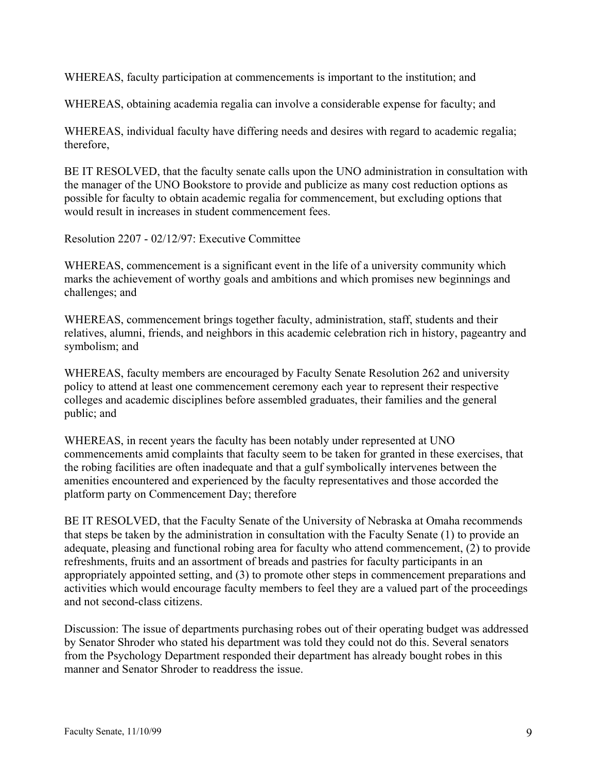WHEREAS, faculty participation at commencements is important to the institution; and

WHEREAS, obtaining academia regalia can involve a considerable expense for faculty; and

WHEREAS, individual faculty have differing needs and desires with regard to academic regalia; therefore,

BE IT RESOLVED, that the faculty senate calls upon the UNO administration in consultation with the manager of the UNO Bookstore to provide and publicize as many cost reduction options as possible for faculty to obtain academic regalia for commencement, but excluding options that would result in increases in student commencement fees.

Resolution 2207 - 02/12/97: Executive Committee

WHEREAS, commencement is a significant event in the life of a university community which marks the achievement of worthy goals and ambitions and which promises new beginnings and challenges; and

WHEREAS, commencement brings together faculty, administration, staff, students and their relatives, alumni, friends, and neighbors in this academic celebration rich in history, pageantry and symbolism; and

WHEREAS, faculty members are encouraged by Faculty Senate Resolution 262 and university policy to attend at least one commencement ceremony each year to represent their respective colleges and academic disciplines before assembled graduates, their families and the general public; and

WHEREAS, in recent years the faculty has been notably under represented at UNO commencements amid complaints that faculty seem to be taken for granted in these exercises, that the robing facilities are often inadequate and that a gulf symbolically intervenes between the amenities encountered and experienced by the faculty representatives and those accorded the platform party on Commencement Day; therefore

BE IT RESOLVED, that the Faculty Senate of the University of Nebraska at Omaha recommends that steps be taken by the administration in consultation with the Faculty Senate (1) to provide an adequate, pleasing and functional robing area for faculty who attend commencement, (2) to provide refreshments, fruits and an assortment of breads and pastries for faculty participants in an appropriately appointed setting, and (3) to promote other steps in commencement preparations and activities which would encourage faculty members to feel they are a valued part of the proceedings and not second-class citizens.

Discussion: The issue of departments purchasing robes out of their operating budget was addressed by Senator Shroder who stated his department was told they could not do this. Several senators from the Psychology Department responded their department has already bought robes in this manner and Senator Shroder to readdress the issue.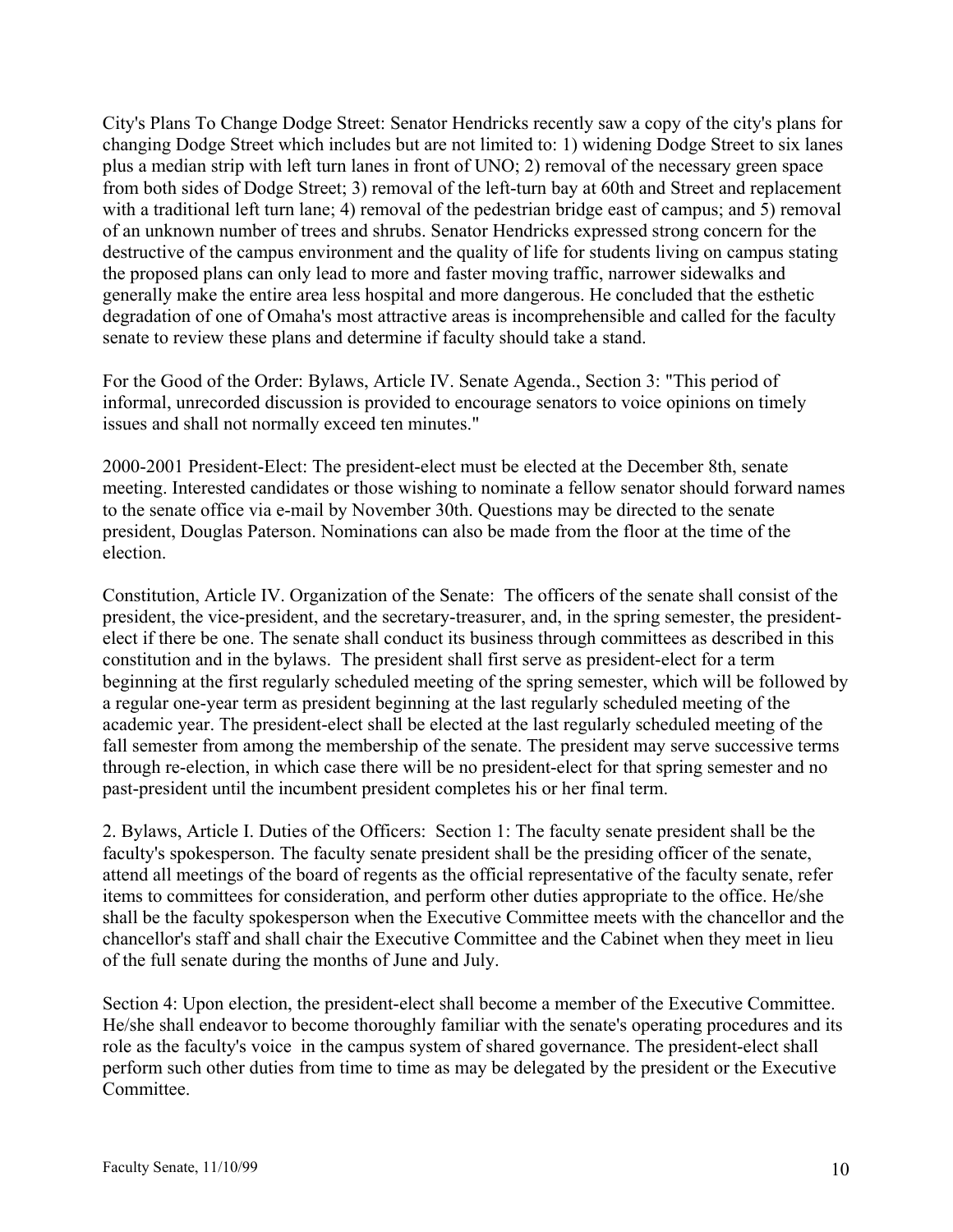City's Plans To Change Dodge Street: Senator Hendricks recently saw a copy of the city's plans for changing Dodge Street which includes but are not limited to: 1) widening Dodge Street to six lanes plus a median strip with left turn lanes in front of UNO; 2) removal of the necessary green space from both sides of Dodge Street; 3) removal of the left-turn bay at 60th and Street and replacement with a traditional left turn lane; 4) removal of the pedestrian bridge east of campus; and 5) removal of an unknown number of trees and shrubs. Senator Hendricks expressed strong concern for the destructive of the campus environment and the quality of life for students living on campus stating the proposed plans can only lead to more and faster moving traffic, narrower sidewalks and generally make the entire area less hospital and more dangerous. He concluded that the esthetic degradation of one of Omaha's most attractive areas is incomprehensible and called for the faculty senate to review these plans and determine if faculty should take a stand.

For the Good of the Order: Bylaws, Article IV. Senate Agenda., Section 3: "This period of informal, unrecorded discussion is provided to encourage senators to voice opinions on timely issues and shall not normally exceed ten minutes."

2000-2001 President-Elect: The president-elect must be elected at the December 8th, senate meeting. Interested candidates or those wishing to nominate a fellow senator should forward names to the senate office via e-mail by November 30th. Questions may be directed to the senate president, Douglas Paterson. Nominations can also be made from the floor at the time of the election.

Constitution, Article IV. Organization of the Senate: The officers of the senate shall consist of the president, the vice-president, and the secretary-treasurer, and, in the spring semester, the president-elect if there be one. The senate shall conduct its business through committees as described in this constitution and in the bylaws. The president shall first serve as president-elect for a term beginning at the first regularly scheduled meeting of the spring semester, which will be followed by a regular one-year term as president beginning at the last regularly scheduled meeting of the academic year. The president-elect shall be elected at the last regularly scheduled meeting of the fall semester from among the membership of the senate. The president may serve successive terms through re-election, in which case there will be no president-elect for that spring semester and no past-president until the incumbent president completes his or her final term.

2. Bylaws, Article I. Duties of the Officers: Section 1: The faculty senate president shall be the faculty's spokesperson. The faculty senate president shall be the presiding officer of the senate, attend all meetings of the board of regents as the official representative of the faculty senate, refer items to committees for consideration, and perform other duties appropriate to the office. He/she shall be the faculty spokesperson when the Executive Committee meets with the chancellor and the chancellor's staff and shall chair the Executive Committee and the Cabinet when they meet in lieu of the full senate during the months of June and July.

Section 4: Upon election, the president-elect shall become a member of the Executive Committee. He/she shall endeavor to become thoroughly familiar with the senate's operating procedures and its role as the faculty's voice in the campus system of shared governance. The president-elect shall perform such other duties from time to time as may be delegated by the president or the Executive Committee.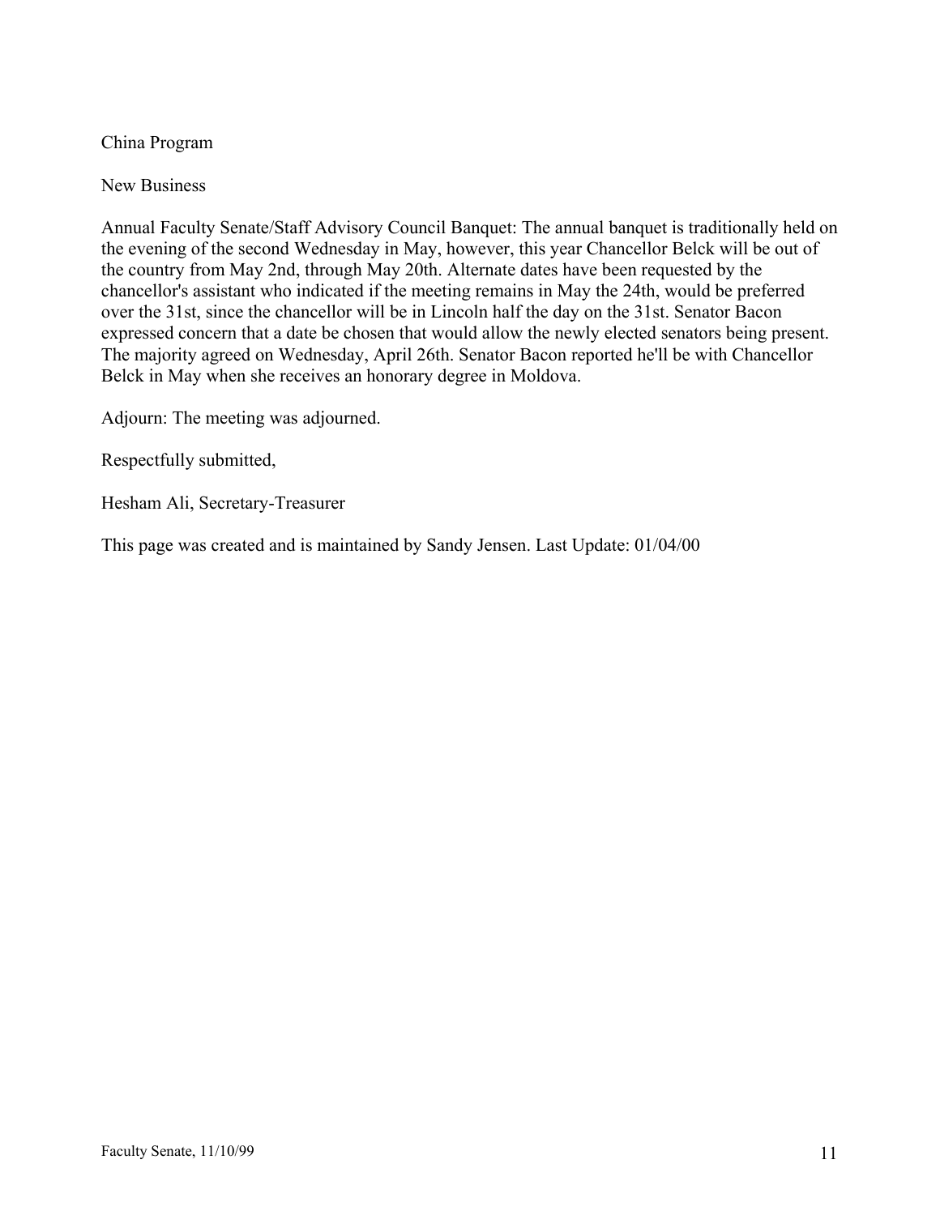China Program

New Business

Annual Faculty Senate/Staff Advisory Council Banquet: The annual banquet is traditionally held on the evening of the second Wednesday in May, however, this year Chancellor Belck will be out of the country from May 2nd, through May 20th. Alternate dates have been requested by the chancellor's assistant who indicated if the meeting remains in May the 24th, would be preferred over the 31st, since the chancellor will be in Lincoln half the day on the 31st. Senator Bacon expressed concern that a date be chosen that would allow the newly elected senators being present. The majority agreed on Wednesday, April 26th. Senator Bacon reported he'll be with Chancellor Belck in May when she receives an honorary degree in Moldova.

Adjourn: The meeting was adjourned.

Respectfully submitted,

Hesham Ali, Secretary-Treasurer

This page was created and is maintained by Sandy Jensen. Last Update: 01/04/00